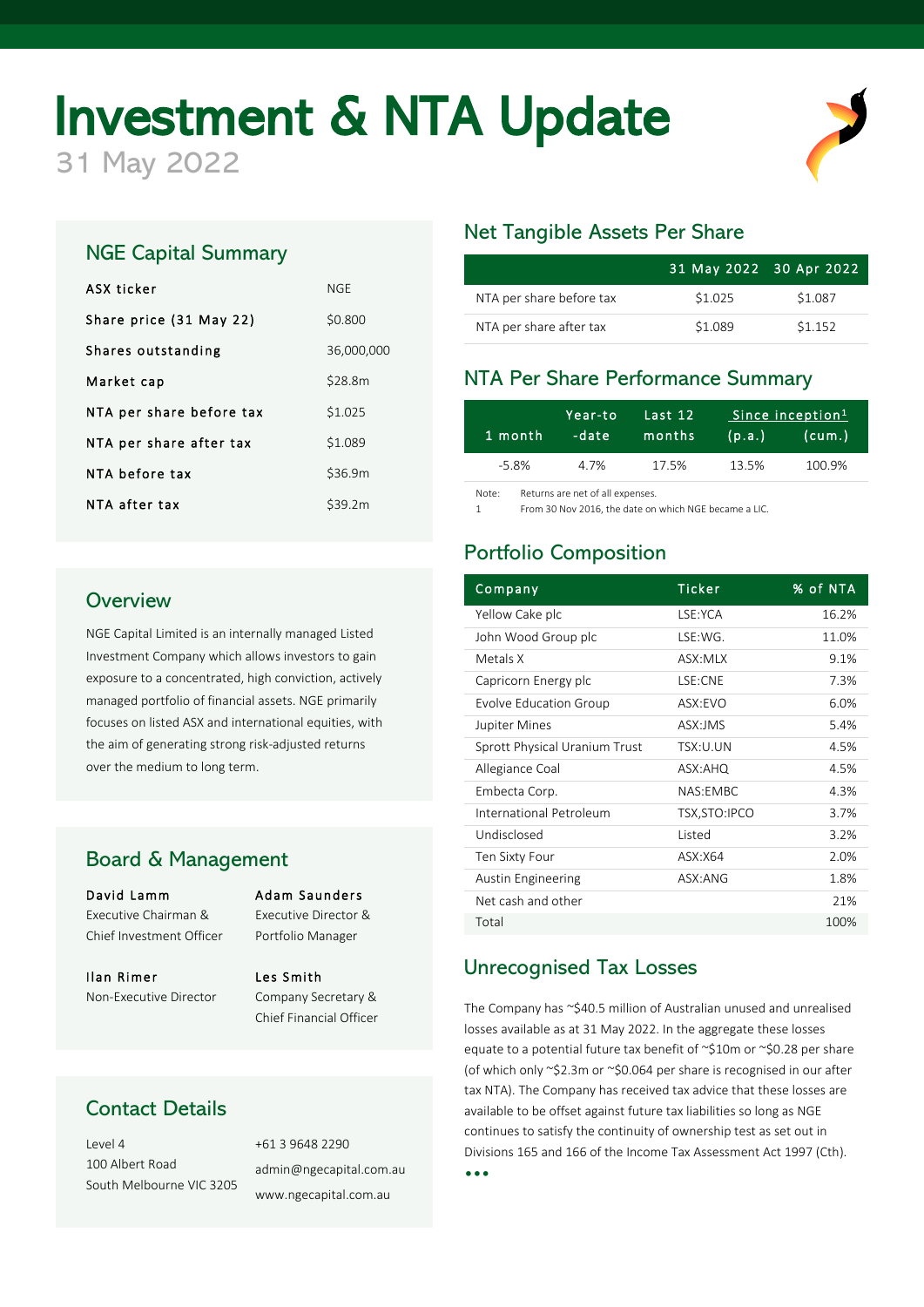# Investment & NTA Update

31 May 2022

## NGE Capital Summary

| | |
|---|---|
| ASX ticker | NGE |
| Share price (31 May 22) | $0.800 |
| Shares outstanding | 36,000,000 |
| Market cap | $28.8m |
| NTA per share before tax | $1.025 |
| NTA per share after tax | $1.089 |
| NTA before tax | $36.9m |
| NTA after tax | $39.2m |

## Overview

NGE Capital Limited is an internally managed Listed Investment Company which allows investors to gain exposure to a concentrated, high conviction, actively managed portfolio of financial assets. NGE primarily focuses on listed ASX and international equities, with the aim of generating strong risk-adjusted returns over the medium to long term.

## Board & Management

**David Lamm**
Executive Chairman & Chief Investment Officer

**Adam Saunders**
Executive Director & Portfolio Manager

**Ilan Rimer**
Non-Executive Director

**Les Smith**
Company Secretary & Chief Financial Officer

## Contact Details

Level 4
100 Albert Road
South Melbourne VIC 3205

+61 3 9648 2290
admin@ngecapital.com.au
www.ngecapital.com.au

## Net Tangible Assets Per Share

| | 31 May 2022 | 30 Apr 2022 |
|---|---|---|
| NTA per share before tax | $1.025 | $1.087 |
| NTA per share after tax | $1.089 | $1.152 |

## NTA Per Share Performance Summary

| 1 month | Year-to-date | Last 12 months | Since inception[1] (p.a.) | |
|---|---|---|---|---|
| | | | (p.a.) | (cum.) |
| -5.8% | 4.7% | 17.5% | 13.5% | 100.9% |

Note: Returns are net of all expenses.
1 From 30 Nov 2016, the date on which NGE became a LIC.

## Portfolio Composition

| Company | Ticker | % of NTA |
|---|---|---|
| Yellow Cake plc | LSE:YCA | 16.2% |
| John Wood Group plc | LSE:WG. | 11.0% |
| Metals X | ASX:MLX | 9.1% |
| Capricorn Energy plc | LSE:CNE | 7.3% |
| Evolve Education Group | ASX:EVO | 6.0% |
| Jupiter Mines | ASX:JMS | 5.4% |
| Sprott Physical Uranium Trust | TSX:U.UN | 4.5% |
| Allegiance Coal | ASX:AHQ | 4.5% |
| Embecta Corp. | NAS:EMBC | 4.3% |
| International Petroleum | TSX,STO:IPCO | 3.7% |
| Undisclosed | Listed | 3.2% |
| Ten Sixty Four | ASX:X64 | 2.0% |
| Austin Engineering | ASX:ANG | 1.8% |
| Net cash and other | | 21% |
| Total | | 100% |

## Unrecognised Tax Losses

The Company has ~$40.5 million of Australian unused and unrealised losses available as at 31 May 2022. In the aggregate these losses equate to a potential future tax benefit of ~$10m or ~$0.28 per share (of which only ~$2.3m or ~$0.064 per share is recognised in our after tax NTA). The Company has received tax advice that these losses are available to be offset against future tax liabilities so long as NGE continues to satisfy the continuity of ownership test as set out in Divisions 165 and 166 of the Income Tax Assessment Act 1997 (Cth).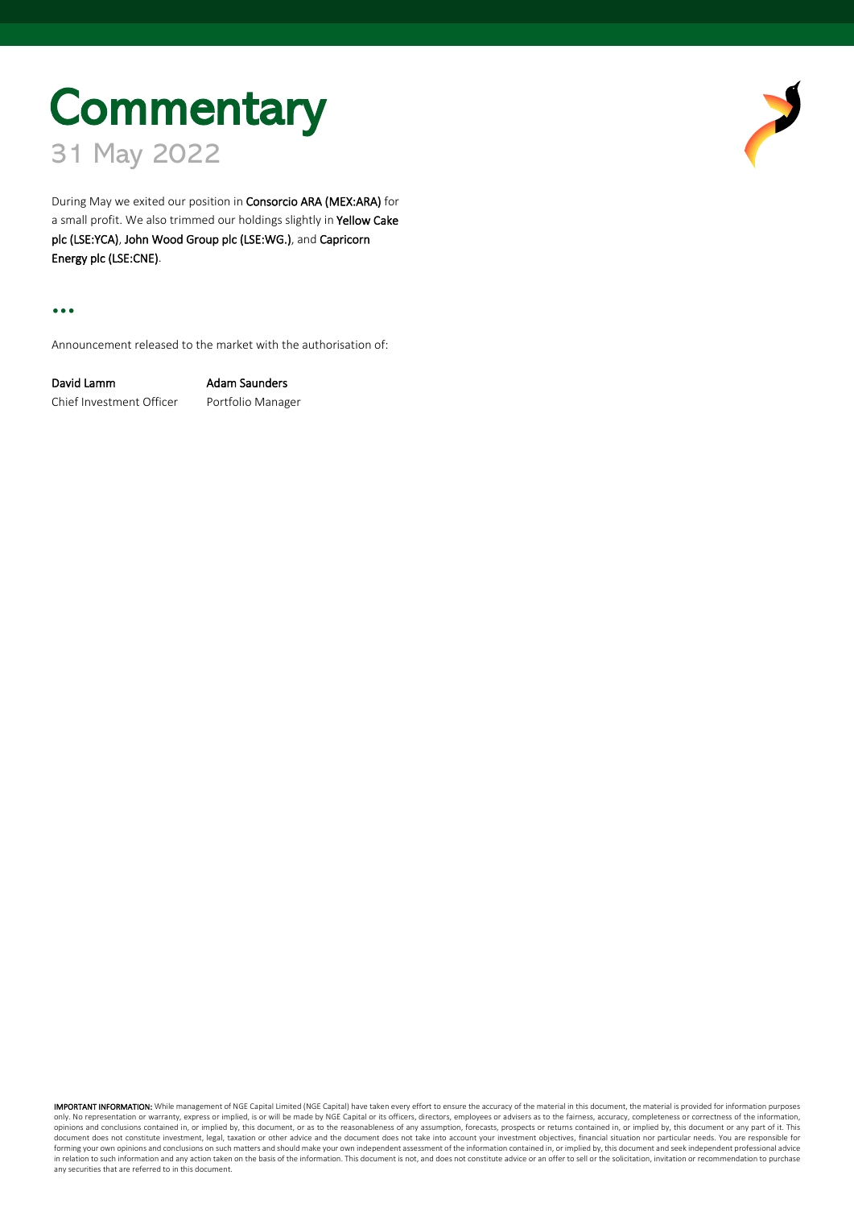# Commentary

31 May 2022

During May we exited our position in **Consorcio ARA (MEX:ARA)** for a small profit. We also trimmed our holdings slightly in **Yellow Cake plc (LSE:YCA)**, **John Wood Group plc (LSE:WG.)**, and **Capricorn Energy plc (LSE:CNE)**.

•••

Announcement released to the market with the authorisation of:

| | |
|---|---|
| **David Lamm** | **Adam Saunders** |
| Chief Investment Officer | Portfolio Manager |

**IMPORTANT INFORMATION:** While management of NGE Capital Limited (NGE Capital) have taken every effort to ensure the accuracy of the material in this document, the material is provided for information purposes only. No representation or warranty, express or implied, is or will be made by NGE Capital or its officers, directors, employees or advisers as to the fairness, accuracy, completeness or correctness of the information, opinions and conclusions contained in, or implied by, this document, or as to the reasonableness of any assumption, forecasts, prospects or returns contained in, or implied by, this document or any part of it. This document does not constitute investment, legal, taxation or other advice and the document does not take into account your investment objectives, financial situation nor particular needs. You are responsible for forming your own opinions and conclusions on such matters and should make your own independent assessment of the information contained in, or implied by, this document and seek independent professional advice in relation to such information and any action taken on the basis of the information. This document is not, and does not constitute advice or an offer to sell or the solicitation, invitation or recommendation to purchase any securities that are referred to in this document.